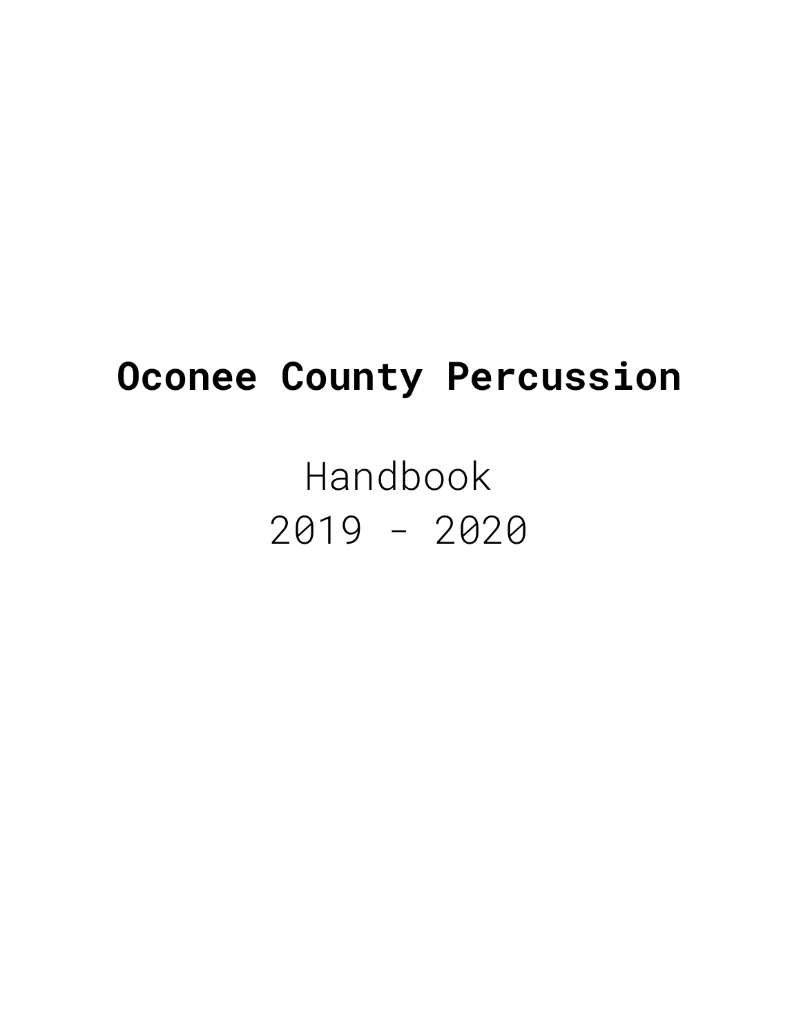# Oconee County Percussion

Handbook
2019 - 2020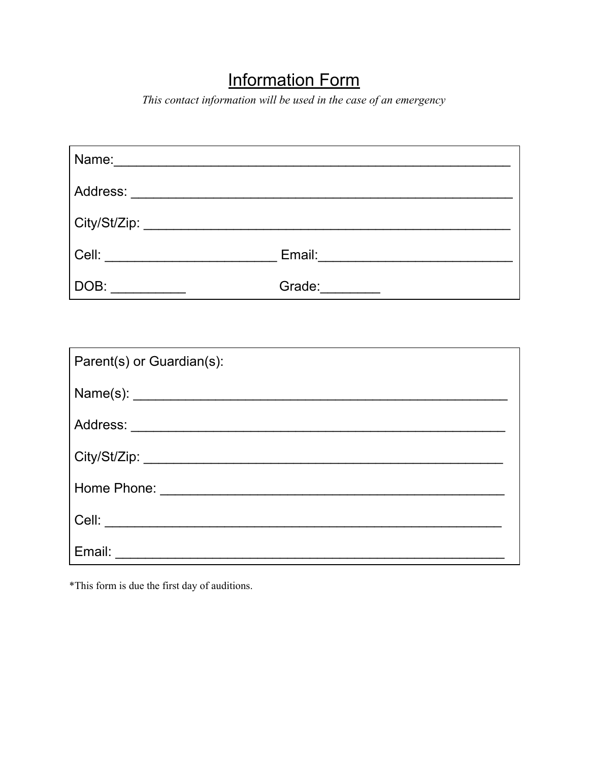# Information Form

*This contact information will be used in the case of an emergency*

Name:_______________________________________________________

Address: _____________________________________________________

City/St/Zip: ___________________________________________________

Cell: ________________________ Email:___________________________

DOB: __________ Grade:________

Parent(s) or Guardian(s):

Name(s): ____________________________________________________

Address: ____________________________________________________

City/St/Zip: __________________________________________________

Home Phone: _________________________________________________

Cell: ________________________________________________________

Email: _______________________________________________________

*This form is due the first day of auditions.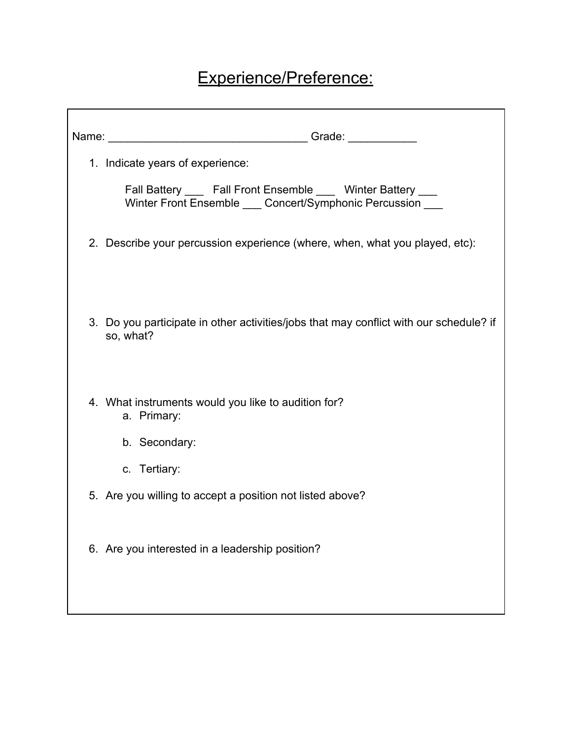# Experience/Preference:

Name: ________________________________ Grade: ___________

1. Indicate years of experience:

   Fall Battery ___ Fall Front Ensemble ___ Winter Battery ___
   Winter Front Ensemble ___ Concert/Symphonic Percussion ___

2. Describe your percussion experience (where, when, what you played, etc):

3. Do you participate in other activities/jobs that may conflict with our schedule? if so, what?

4. What instruments would you like to audition for?
   a. Primary:
   b. Secondary:
   c. Tertiary:

5. Are you willing to accept a position not listed above?

6. Are you interested in a leadership position?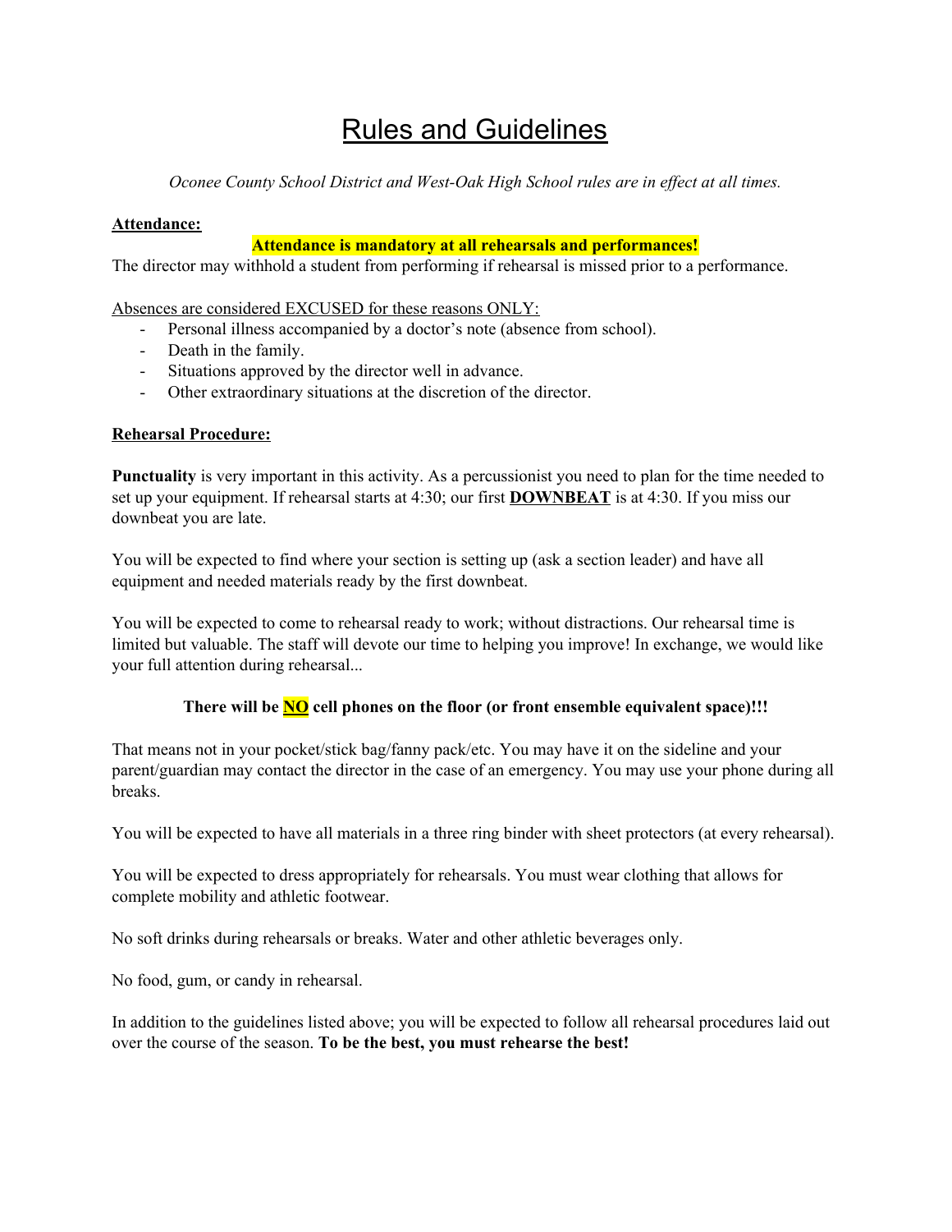# Rules and Guidelines

*Oconee County School District and West-Oak High School rules are in effect at all times.*

**Attendance:**

**Attendance is mandatory at all rehearsals and performances!**

The director may withhold a student from performing if rehearsal is missed prior to a performance.

Absences are considered EXCUSED for these reasons ONLY:

- Personal illness accompanied by a doctor's note (absence from school).
- Death in the family.
- Situations approved by the director well in advance.
- Other extraordinary situations at the discretion of the director.

**Rehearsal Procedure:**

**Punctuality** is very important in this activity. As a percussionist you need to plan for the time needed to set up your equipment. If rehearsal starts at 4:30; our first **DOWNBEAT** is at 4:30. If you miss our downbeat you are late.

You will be expected to find where your section is setting up (ask a section leader) and have all equipment and needed materials ready by the first downbeat.

You will be expected to come to rehearsal ready to work; without distractions. Our rehearsal time is limited but valuable. The staff will devote our time to helping you improve! In exchange, we would like your full attention during rehearsal...

**There will be NO cell phones on the floor (or front ensemble equivalent space)!!!**

That means not in your pocket/stick bag/fanny pack/etc. You may have it on the sideline and your parent/guardian may contact the director in the case of an emergency. You may use your phone during all breaks.

You will be expected to have all materials in a three ring binder with sheet protectors (at every rehearsal).

You will be expected to dress appropriately for rehearsals. You must wear clothing that allows for complete mobility and athletic footwear.

No soft drinks during rehearsals or breaks. Water and other athletic beverages only.

No food, gum, or candy in rehearsal.

In addition to the guidelines listed above; you will be expected to follow all rehearsal procedures laid out over the course of the season. **To be the best, you must rehearse the best!**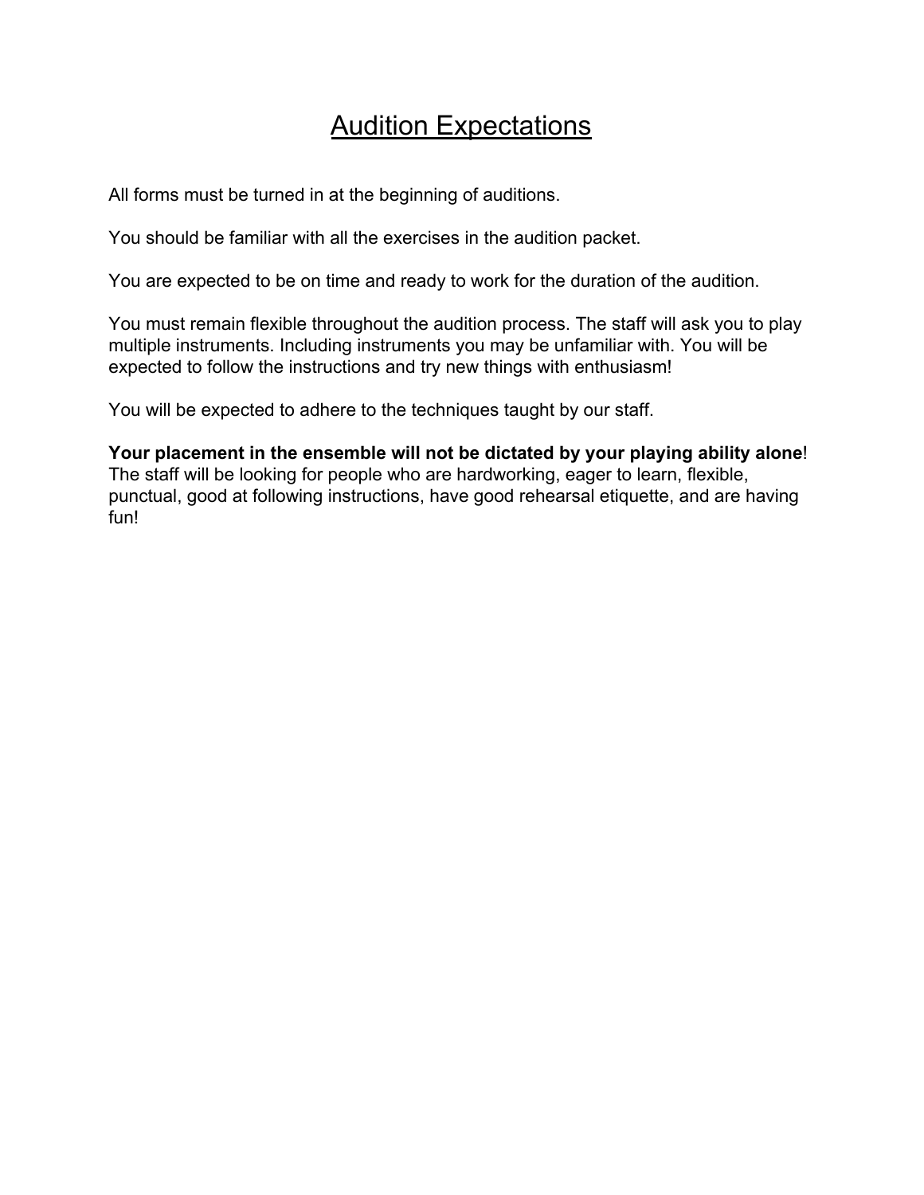# Audition Expectations

All forms must be turned in at the beginning of auditions.

You should be familiar with all the exercises in the audition packet.

You are expected to be on time and ready to work for the duration of the audition.

You must remain flexible throughout the audition process. The staff will ask you to play multiple instruments. Including instruments you may be unfamiliar with. You will be expected to follow the instructions and try new things with enthusiasm!

You will be expected to adhere to the techniques taught by our staff.

**Your placement in the ensemble will not be dictated by your playing ability alone**! The staff will be looking for people who are hardworking, eager to learn, flexible, punctual, good at following instructions, have good rehearsal etiquette, and are having fun!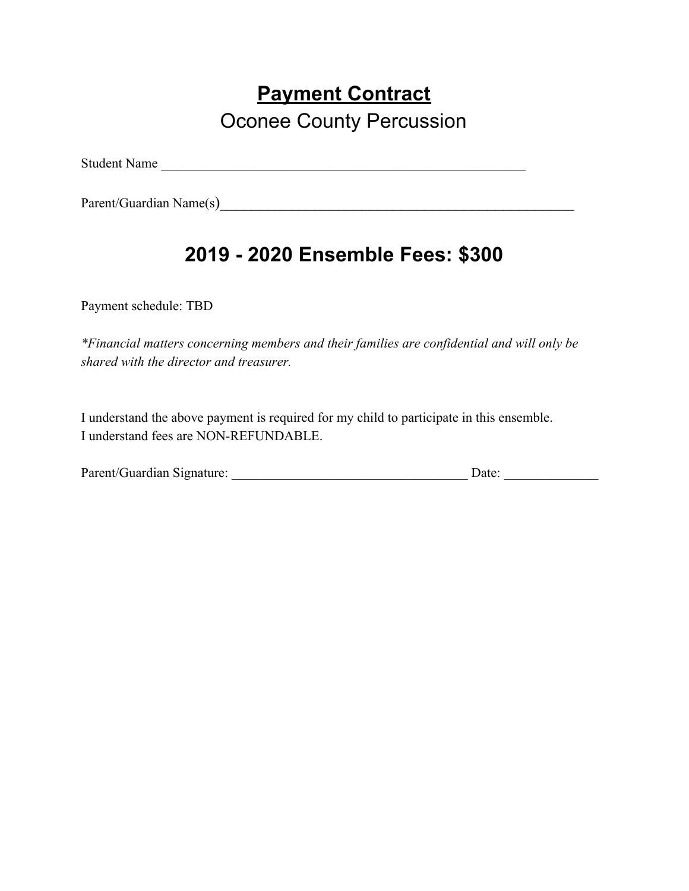# **Payment Contract**

## Oconee County Percussion

Student Name ________________________________________________________

Parent/Guardian Name(s)________________________________________________________

## 2019 - 2020 Ensemble Fees: $300

Payment schedule: TBD

*\*Financial matters concerning members and their families are confidential and will only be shared with the director and treasurer.*

I understand the above payment is required for my child to participate in this ensemble.
I understand fees are NON-REFUNDABLE.

Parent/Guardian Signature: ___________________________________ Date: ______________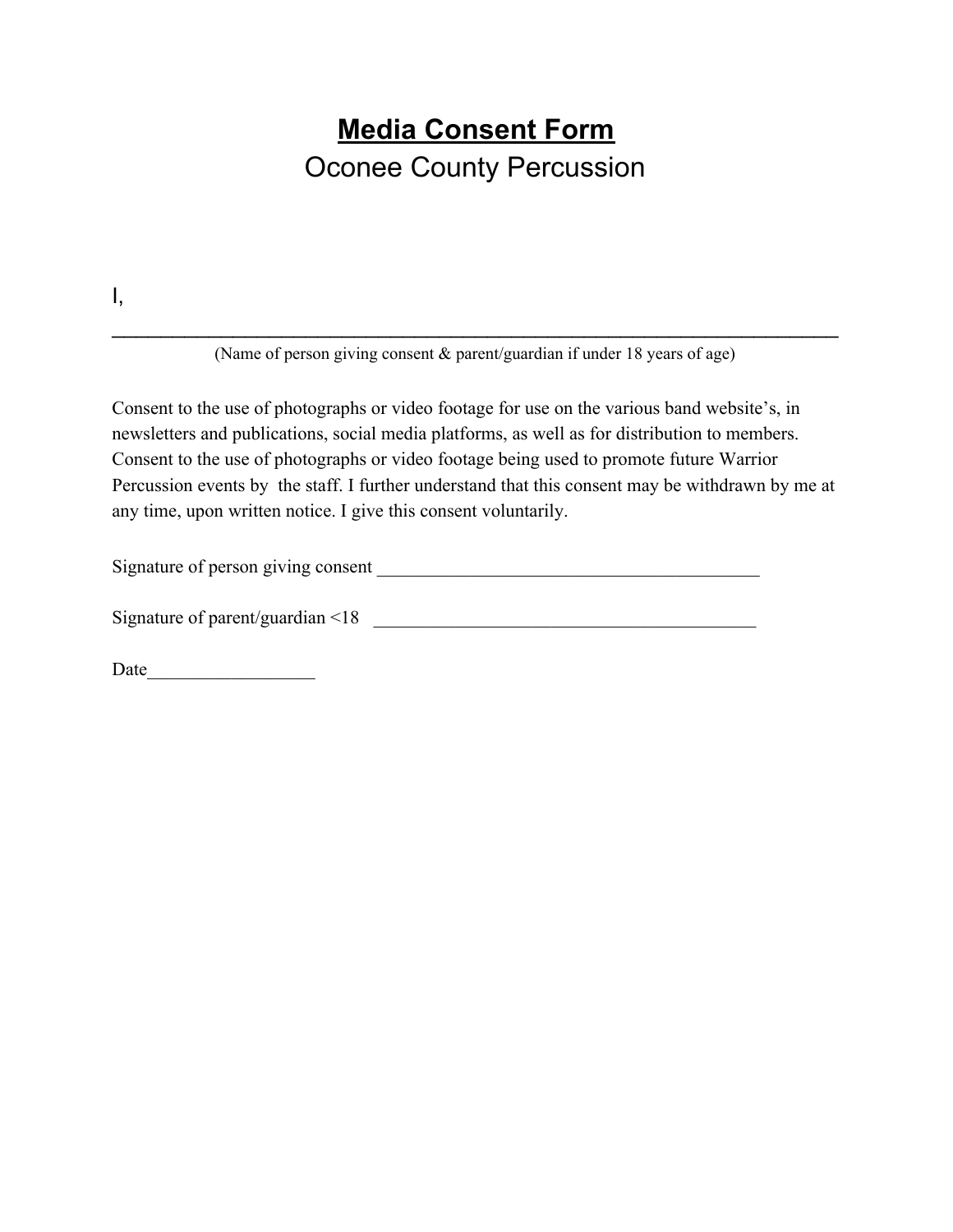# Media Consent Form

## Oconee County Percussion

I,

___________________________________________________________________

(Name of person giving consent & parent/guardian if under 18 years of age)

Consent to the use of photographs or video footage for use on the various band website's, in newsletters and publications, social media platforms, as well as for distribution to members. Consent to the use of photographs or video footage being used to promote future Warrior Percussion events by the staff. I further understand that this consent may be withdrawn by me at any time, upon written notice. I give this consent voluntarily.

Signature of person giving consent ________________________________________

Signature of parent/guardian <18 ________________________________________

Date__________________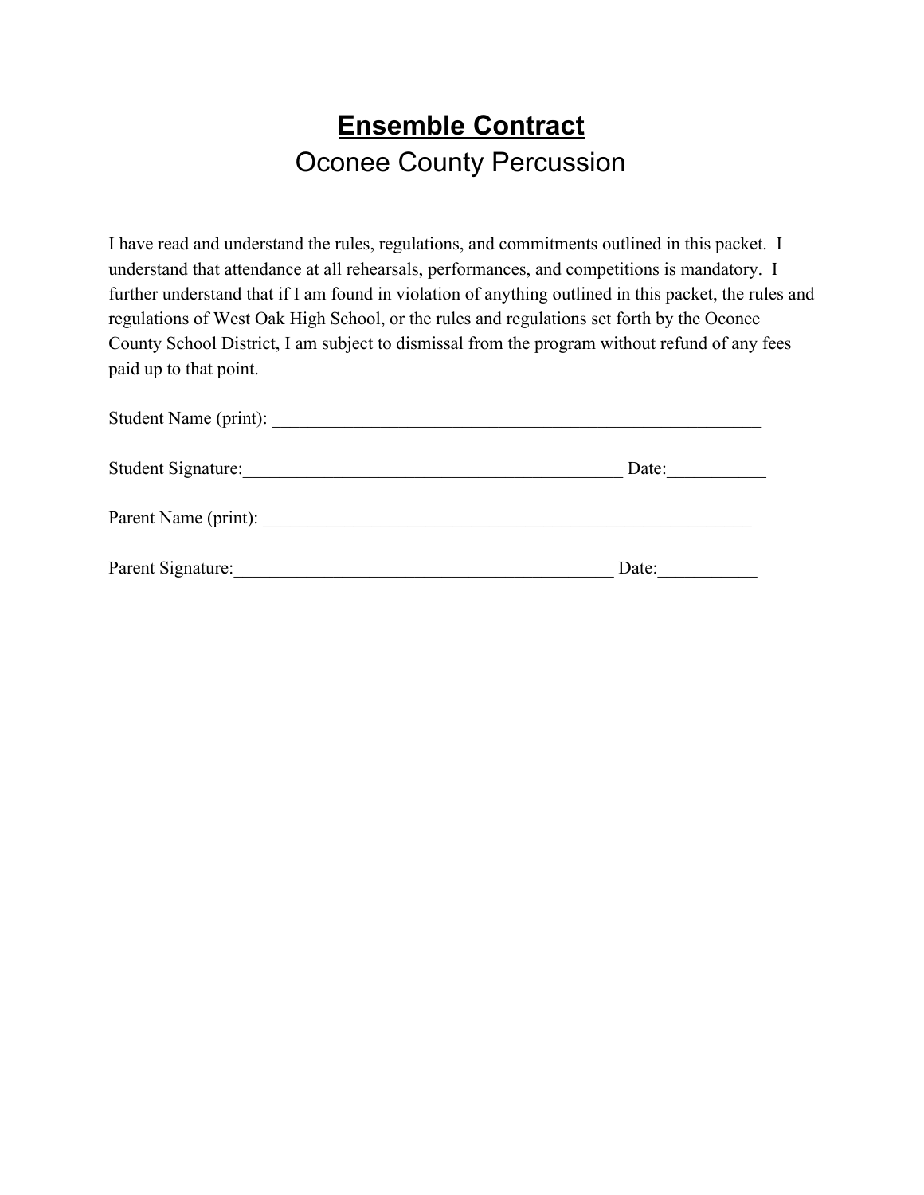# **Ensemble Contract**

## Oconee County Percussion

I have read and understand the rules, regulations, and commitments outlined in this packet. I understand that attendance at all rehearsals, performances, and competitions is mandatory. I further understand that if I am found in violation of anything outlined in this packet, the rules and regulations of West Oak High School, or the rules and regulations set forth by the Oconee County School District, I am subject to dismissal from the program without refund of any fees paid up to that point.

Student Name (print): ________________________________________________________

Student Signature:_____________________________________________ Date:___________

Parent Name (print): _________________________________________________________

Parent Signature:______________________________________________ Date:___________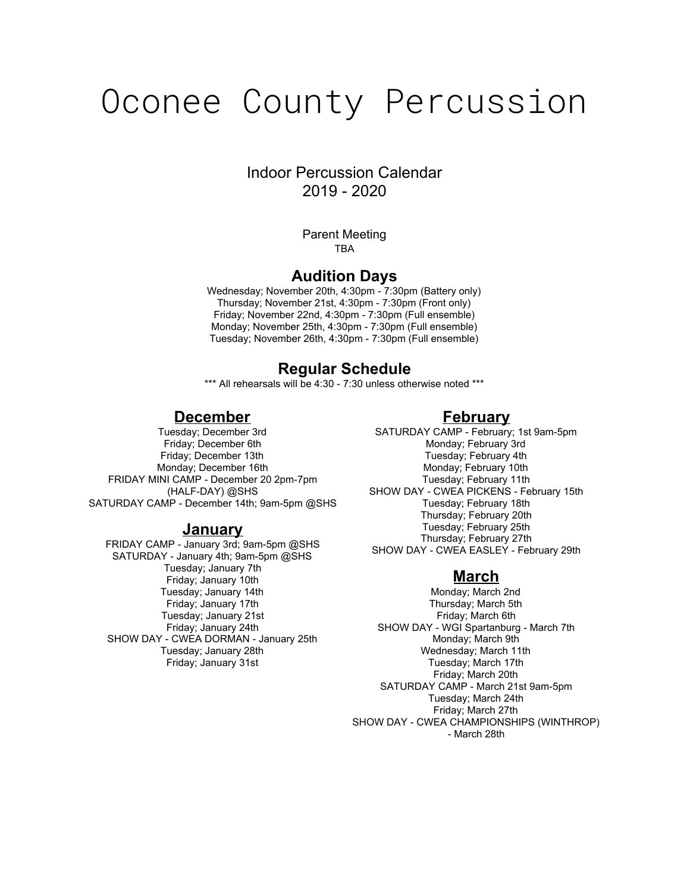# Oconee County Percussion

Indoor Percussion Calendar
2019 - 2020

Parent Meeting
TBA

## Audition Days

Wednesday; November 20th, 4:30pm - 7:30pm (Battery only)
Thursday; November 21st, 4:30pm - 7:30pm (Front only)
Friday; November 22nd, 4:30pm - 7:30pm (Full ensemble)
Monday; November 25th, 4:30pm - 7:30pm (Full ensemble)
Tuesday; November 26th, 4:30pm - 7:30pm (Full ensemble)

## Regular Schedule

*** All rehearsals will be 4:30 - 7:30 unless otherwise noted ***

### December

Tuesday; December 3rd
Friday; December 6th
Friday; December 13th
Monday; December 16th
FRIDAY MINI CAMP - December 20 2pm-7pm (HALF-DAY) @SHS
SATURDAY CAMP - December 14th; 9am-5pm @SHS

### January

FRIDAY CAMP - January 3rd; 9am-5pm @SHS
SATURDAY - January 4th; 9am-5pm @SHS
Tuesday; January 7th
Friday; January 10th
Tuesday; January 14th
Friday; January 17th
Tuesday; January 21st
Friday; January 24th
SHOW DAY - CWEA DORMAN - January 25th
Tuesday; January 28th
Friday; January 31st

### February

SATURDAY CAMP - February; 1st 9am-5pm
Monday; February 3rd
Tuesday; February 4th
Monday; February 10th
Tuesday; February 11th
SHOW DAY - CWEA PICKENS - February 15th
Tuesday; February 18th
Thursday; February 20th
Tuesday; February 25th
Thursday; February 27th
SHOW DAY - CWEA EASLEY - February 29th

### March

Monday; March 2nd
Thursday; March 5th
Friday; March 6th
SHOW DAY - WGI Spartanburg - March 7th
Monday; March 9th
Wednesday; March 11th
Tuesday; March 17th
Friday; March 20th
SATURDAY CAMP - March 21st 9am-5pm
Tuesday; March 24th
Friday; March 27th
SHOW DAY - CWEA CHAMPIONSHIPS (WINTHROP) - March 28th